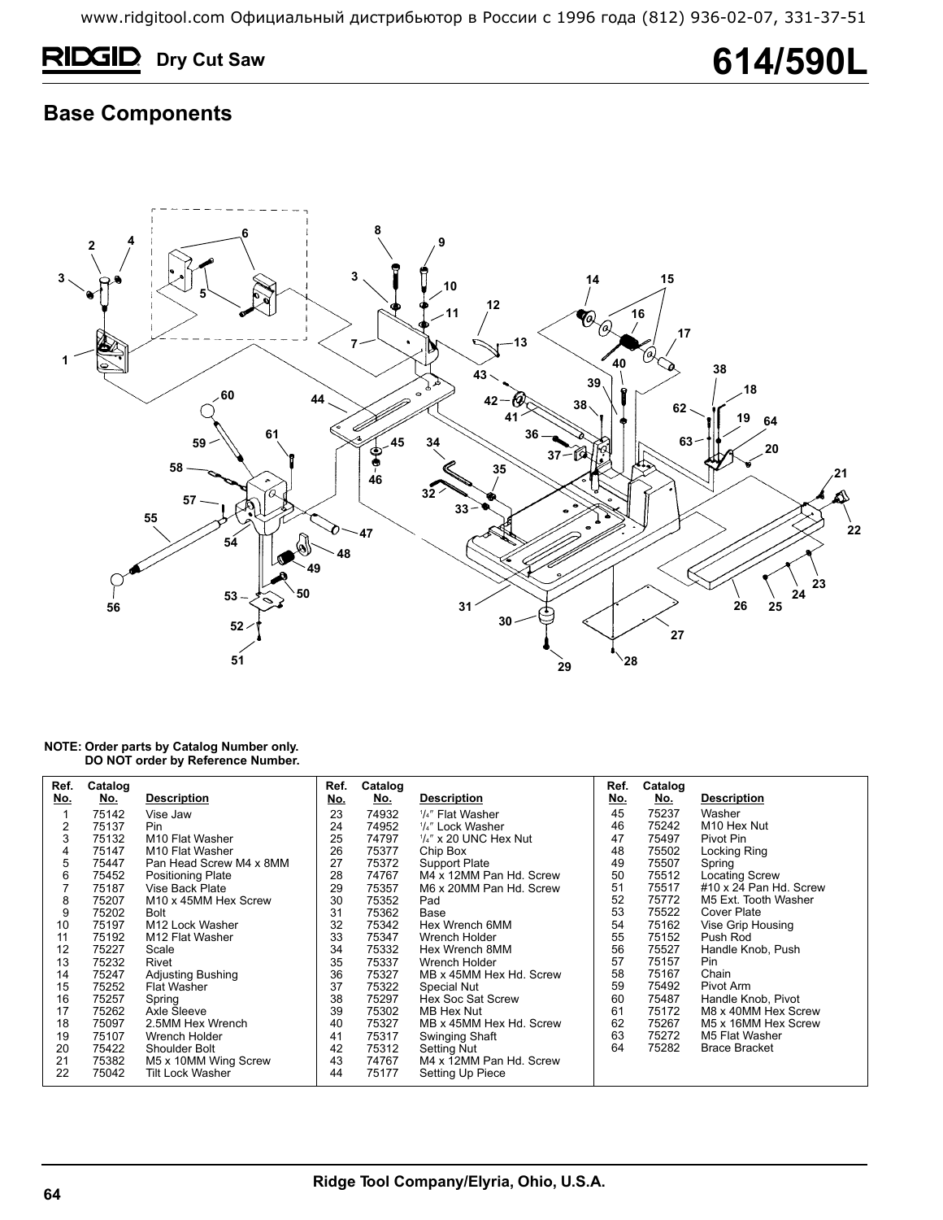# Dry Cut Saw 614/590L

## Base Components

**NOTE: Order parts by Catalog Number only.**
**DO NOT order by Reference Number.**

| Ref. No. | Catalog No. | Description | Ref. No. | Catalog No. | Description | Ref. No. | Catalog No. | Description |
|---|---|---|---|---|---|---|---|---|
| 1 | 75142 | Vise Jaw | 23 | 74932 | 1/4″ Flat Washer | 45 | 75237 | Washer |
| 2 | 75137 | Pin | 24 | 74952 | 1/4″ Lock Washer | 46 | 75242 | M10 Hex Nut |
| 3 | 75132 | M10 Flat Washer | 25 | 74797 | 1/4″ x 20 UNC Hex Nut | 47 | 75497 | Pivot Pin |
| 4 | 75147 | M10 Flat Washer | 26 | 75377 | Chip Box | 48 | 75502 | Locking Ring |
| 5 | 75447 | Pan Head Screw M4 x 8MM | 27 | 75372 | Support Plate | 49 | 75507 | Spring |
| 6 | 75452 | Positioning Plate | 28 | 74767 | M4 x 12MM Pan Hd. Screw | 50 | 75512 | Locating Screw |
| 7 | 75187 | Vise Back Plate | 29 | 75357 | M6 x 20MM Pan Hd. Screw | 51 | 75517 | #10 x 24 Pan Hd. Screw |
| 8 | 75207 | M10 x 45MM Hex Screw | 30 | 75352 | Pad | 52 | 75772 | M5 Ext. Tooth Washer |
| 9 | 75202 | Bolt | 31 | 75362 | Base | 53 | 75522 | Cover Plate |
| 10 | 75197 | M12 Lock Washer | 32 | 75342 | Hex Wrench 6MM | 54 | 75162 | Vise Grip Housing |
| 11 | 75192 | M12 Flat Washer | 33 | 75347 | Wrench Holder | 55 | 75152 | Push Rod |
| 12 | 75227 | Scale | 34 | 75332 | Hex Wrench 8MM | 56 | 75527 | Handle Knob, Push |
| 13 | 75232 | Rivet | 35 | 75337 | Wrench Holder | 57 | 75157 | Pin |
| 14 | 75247 | Adjusting Bushing | 36 | 75327 | MB x 45MM Hex Hd. Screw | 58 | 75167 | Chain |
| 15 | 75252 | Flat Washer | 37 | 75322 | Special Nut | 59 | 75492 | Pivot Arm |
| 16 | 75257 | Spring | 38 | 75297 | Hex Soc Sat Screw | 60 | 75487 | Handle Knob, Pivot |
| 17 | 75262 | Axle Sleeve | 39 | 75302 | MB Hex Nut | 61 | 75172 | M8 x 40MM Hex Screw |
| 18 | 75097 | 2.5MM Hex Wrench | 40 | 75327 | MB x 45MM Hex Hd. Screw | 62 | 75267 | M5 x 16MM Hex Screw |
| 19 | 75107 | Wrench Holder | 41 | 75317 | Swinging Shaft | 63 | 75272 | M5 Flat Washer |
| 20 | 75422 | Shoulder Bolt | 42 | 75312 | Setting Nut | 64 | 75282 | Brace Bracket |
| 21 | 75382 | M5 x 10MM Wing Screw | 43 | 74767 | M4 x 12MM Pan Hd. Screw | | | |
| 22 | 75042 | Tilt Lock Washer | 44 | 75177 | Setting Up Piece | | | |

Ridge Tool Company/Elyria, Ohio, U.S.A.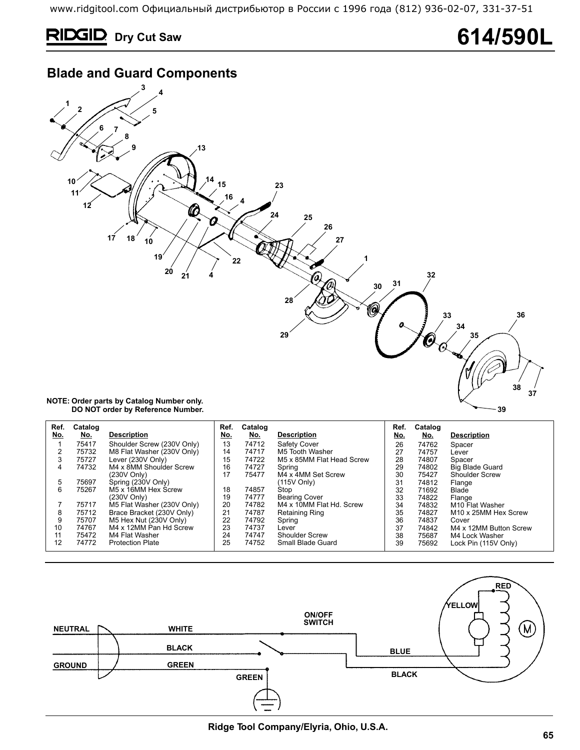# RIDGID Dry Cut Saw 614/590L

## Blade and Guard Components

**NOTE: Order parts by Catalog Number only.
DO NOT order by Reference Number.**

| Ref. No. | Catalog No. | Description |
|---|---|---|
| 1 | 75417 | Shoulder Screw (230V Only) |
| 2 | 75732 | M8 Flat Washer (230V Only) |
| 3 | 75727 | Lever (230V Only) |
| 4 | 74732 | M4 x 8MM Shoulder Screw (230V Only) |
| 5 | 75697 | Spring (230V Only) |
| 6 | 75267 | M5 x 16MM Hex Screw (230V Only) |
| 7 | 75717 | M5 Flat Washer (230V Only) |
| 8 | 75712 | Brace Bracket (230V Only) |
| 9 | 75707 | M5 Hex Nut (230V Only) |
| 10 | 74767 | M4 x 12MM Pan Hd Screw |
| 11 | 75472 | M4 Flat Washer |
| 12 | 74772 | Protection Plate |
| 13 | 74712 | Safety Cover |
| 14 | 74717 | M5 Tooth Washer |
| 15 | 74722 | M5 x 85MM Flat Head Screw |
| 16 | 74727 | Spring |
| 17 | 75477 | M4 x 4MM Set Screw (115V Only) |
| 18 | 74857 | Stop |
| 19 | 74777 | Bearing Cover |
| 20 | 74782 | M4 x 10MM Flat Hd. Screw |
| 21 | 74787 | Retaining Ring |
| 22 | 74792 | Spring |
| 23 | 74737 | Lever |
| 24 | 74747 | Shoulder Screw |
| 25 | 74752 | Small Blade Guard |
| 26 | 74762 | Spacer |
| 27 | 74757 | Lever |
| 28 | 74807 | Spacer |
| 29 | 74802 | Big Blade Guard |
| 30 | 75427 | Shoulder Screw |
| 31 | 74812 | Flange |
| 32 | 71692 | Blade |
| 33 | 74822 | Flange |
| 34 | 74832 | M10 Flat Washer |
| 35 | 74827 | M10 x 25MM Hex Screw |
| 36 | 74837 | Cover |
| 37 | 74842 | M4 x 12MM Button Screw |
| 38 | 75687 | M4 Lock Washer |
| 39 | 75692 | Lock Pin (115V Only) |

Ridge Tool Company/Elyria, Ohio, U.S.A.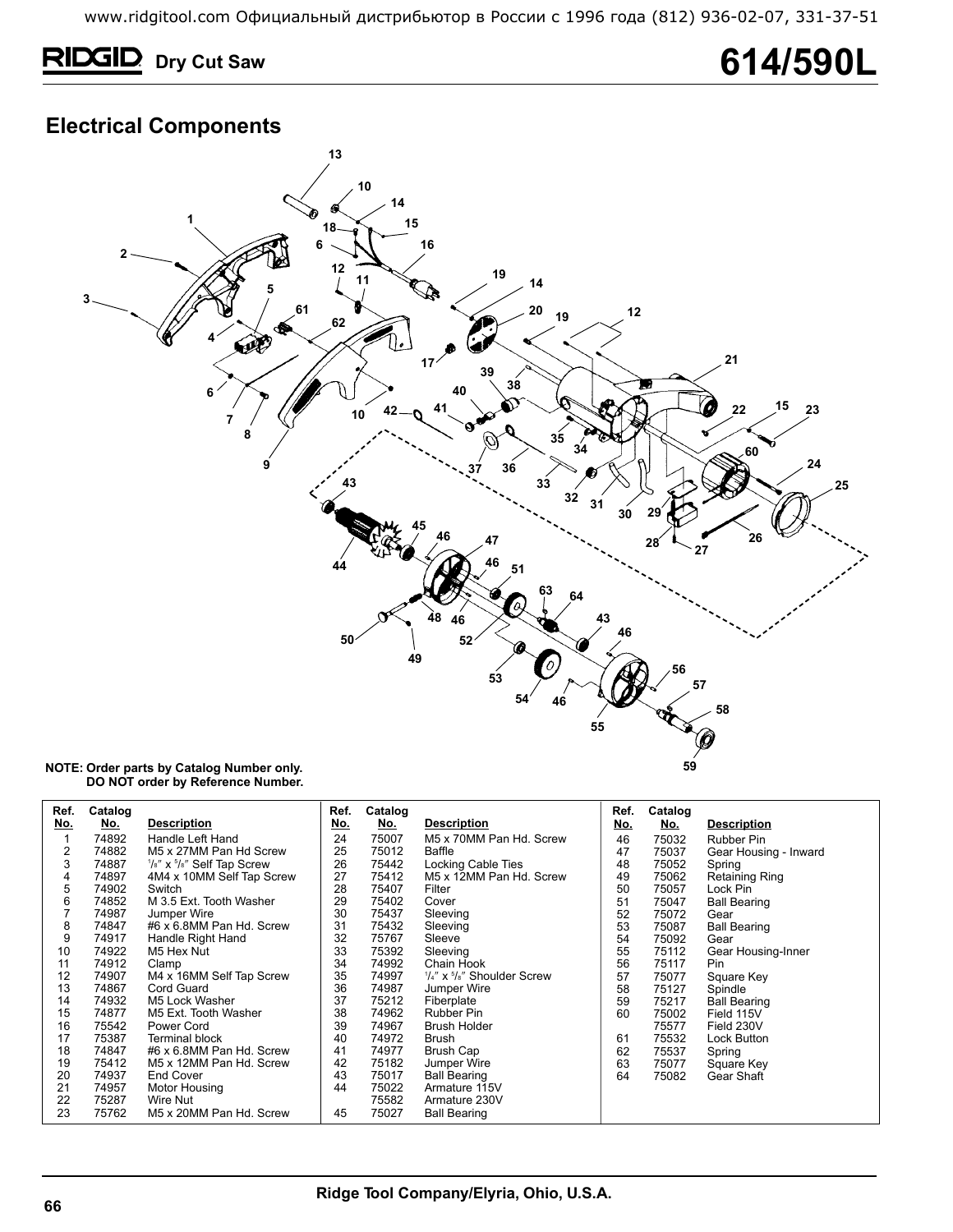# Dry Cut Saw 614/590L

## Electrical Components

1 2 3 4 5 6 7 8 9 10 11 12 13 14 15 16 17 18 19 20 21 22 23 24 25 26 27 28 29 30 31 32 33 34 35 36 37 38 39 40 41 42 43 44 45 46 47 48 49 50 51 52 53 54 55 56 57 58 59 60 61 62 63 64

**NOTE: Order parts by Catalog Number only.**
**DO NOT order by Reference Number.**

| Ref. No. | Catalog No. | Description | Ref. No. | Catalog No. | Description | Ref. No. | Catalog No. | Description |
|---|---|---|---|---|---|---|---|---|
| 1 | 74892 | Handle Left Hand | 24 | 75007 | M5 x 70MM Pan Hd. Screw | 46 | 75032 | Rubber Pin |
| 2 | 74882 | M5 x 27MM Pan Hd Screw | 25 | 75012 | Baffle | 47 | 75037 | Gear Housing - Inward |
| 3 | 74887 | 1/8″ x 5/8″ Self Tap Screw | 26 | 75442 | Locking Cable Ties | 48 | 75052 | Spring |
| 4 | 74897 | 4M4 x 10MM Self Tap Screw | 27 | 75412 | M5 x 12MM Pan Hd. Screw | 49 | 75062 | Retaining Ring |
| 5 | 74902 | Switch | 28 | 75407 | Filter | 50 | 75057 | Lock Pin |
| 6 | 74852 | M 3.5 Ext. Tooth Washer | 29 | 75402 | Cover | 51 | 75047 | Ball Bearing |
| 7 | 74987 | Jumper Wire | 30 | 75437 | Sleeving | 52 | 75072 | Gear |
| 8 | 74847 | #6 x 6.8MM Pan Hd. Screw | 31 | 75432 | Sleeving | 53 | 75087 | Ball Bearing |
| 9 | 74917 | Handle Right Hand | 32 | 75767 | Sleeve | 54 | 75092 | Gear |
| 10 | 74922 | M5 Hex Nut | 33 | 75392 | Sleeving | 55 | 75112 | Gear Housing-Inner |
| 11 | 74912 | Clamp | 34 | 74992 | Chain Hook | 56 | 75117 | Pin |
| 12 | 74907 | M4 x 16MM Self Tap Screw | 35 | 74997 | 1/4″ x 5/8″ Shoulder Screw | 57 | 75077 | Square Key |
| 13 | 74867 | Cord Guard | 36 | 74987 | Jumper Wire | 58 | 75127 | Spindle |
| 14 | 74932 | M5 Lock Washer | 37 | 75212 | Fiberplate | 59 | 75217 | Ball Bearing |
| 15 | 74877 | M5 Ext. Tooth Washer | 38 | 74962 | Rubber Pin | 60 | 75002 | Field 115V |
| 16 | 75542 | Power Cord | 39 | 74967 | Brush Holder | | 75577 | Field 230V |
| 17 | 75387 | Terminal block | 40 | 74972 | Brush | 61 | 75532 | Lock Button |
| 18 | 74847 | #6 x 6.8MM Pan Hd. Screw | 41 | 74977 | Brush Cap | 62 | 75537 | Spring |
| 19 | 75412 | M5 x 12MM Pan Hd. Screw | 42 | 75182 | Jumper Wire | 63 | 75077 | Square Key |
| 20 | 74937 | End Cover | 43 | 75017 | Ball Bearing | 64 | 75082 | Gear Shaft |
| 21 | 74957 | Motor Housing | 44 | 75022 | Armature 115V | | | |
| 22 | 75287 | Wire Nut | | 75582 | Armature 230V | | | |
| 23 | 75762 | M5 x 20MM Pan Hd. Screw | 45 | 75027 | Ball Bearing | | | |

Ridge Tool Company/Elyria, Ohio, U.S.A.